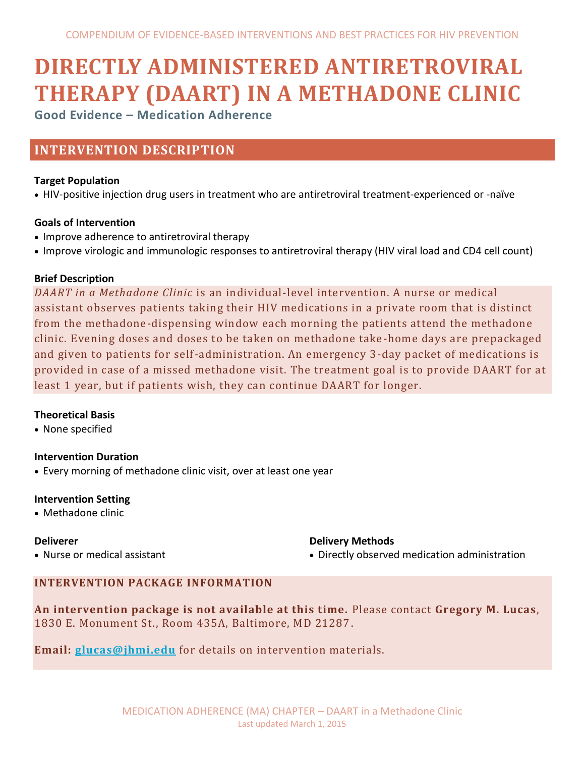# DIRECTLY ADMINISTERED ANTIRETROVIRAL THERAPY (DAART) IN A METHADONE CLINIC

**Good Evidence – Medication Adherence**

## INTERVENTION DESCRIPTION

### Target Population

- HIV-positive injection drug users in treatment who are antiretroviral treatment-experienced or -naïve

### Goals of Intervention

- Improve adherence to antiretroviral therapy
- Improve virologic and immunologic responses to antiretroviral therapy (HIV viral load and CD4 cell count)

### Brief Description

*DAART in a Methadone Clinic* is an individual-level intervention. A nurse or medical assistant observes patients taking their HIV medications in a private room that is distinct from the methadone-dispensing window each morning the patients attend the methadone clinic. Evening doses and doses to be taken on methadone take-home days are prepackaged and given to patients for self-administration. An emergency 3-day packet of medications is provided in case of a missed methadone visit. The treatment goal is to provide DAART for at least 1 year, but if patients wish, they can continue DAART for longer.

### Theoretical Basis

- None specified

### Intervention Duration

- Every morning of methadone clinic visit, over at least one year

### Intervention Setting

- Methadone clinic

### Deliverer

- Nurse or medical assistant

### Delivery Methods

- Directly observed medication administration

## INTERVENTION PACKAGE INFORMATION

**An intervention package is not available at this time.** Please contact **Gregory M. Lucas**, 1830 E. Monument St., Room 435A, Baltimore, MD 21287.

**Email:** glucas@jhmi.edu for details on intervention materials.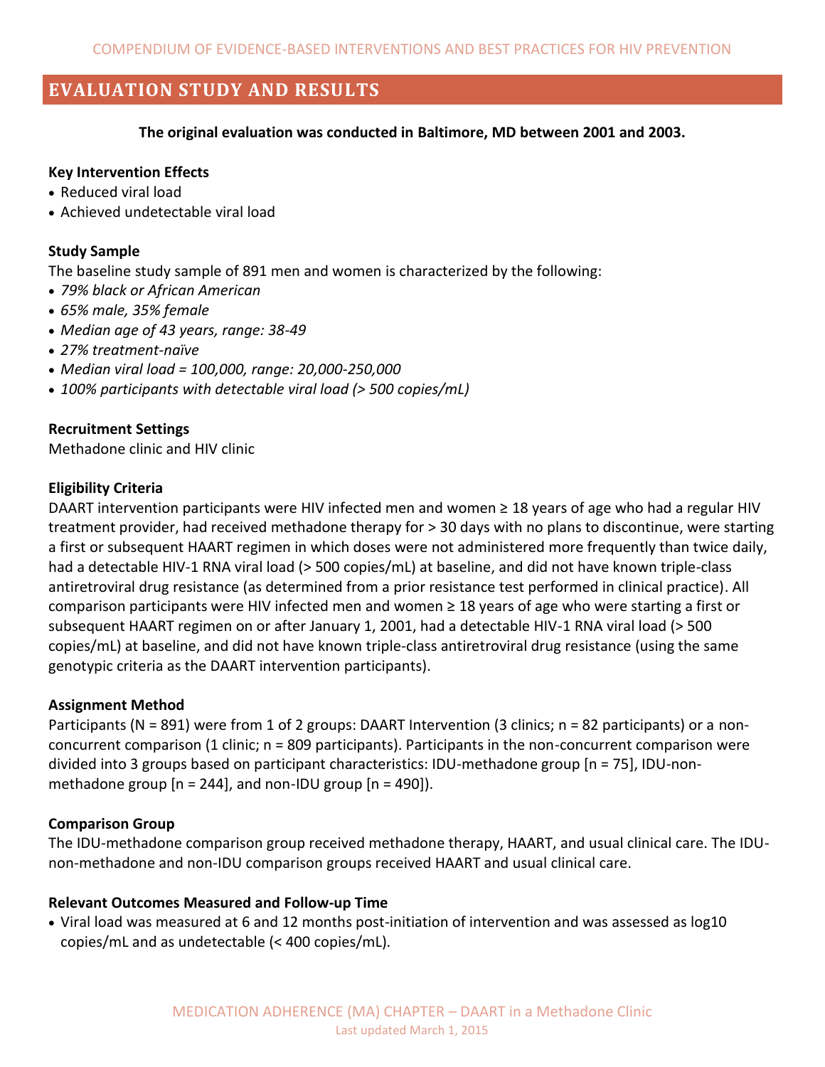## EVALUATION STUDY AND RESULTS

**The original evaluation was conducted in Baltimore, MD between 2001 and 2003.**

**Key Intervention Effects**

- Reduced viral load
- Achieved undetectable viral load

**Study Sample**

The baseline study sample of 891 men and women is characterized by the following:

- *79% black or African American*
- *65% male, 35% female*
- *Median age of 43 years, range: 38-49*
- *27% treatment-naïve*
- *Median viral load = 100,000, range: 20,000-250,000*
- *100% participants with detectable viral load (> 500 copies/mL)*

**Recruitment Settings**

Methadone clinic and HIV clinic

**Eligibility Criteria**

DAART intervention participants were HIV infected men and women ≥ 18 years of age who had a regular HIV treatment provider, had received methadone therapy for > 30 days with no plans to discontinue, were starting a first or subsequent HAART regimen in which doses were not administered more frequently than twice daily, had a detectable HIV-1 RNA viral load (> 500 copies/mL) at baseline, and did not have known triple-class antiretroviral drug resistance (as determined from a prior resistance test performed in clinical practice). All comparison participants were HIV infected men and women ≥ 18 years of age who were starting a first or subsequent HAART regimen on or after January 1, 2001, had a detectable HIV-1 RNA viral load (> 500 copies/mL) at baseline, and did not have known triple-class antiretroviral drug resistance (using the same genotypic criteria as the DAART intervention participants).

**Assignment Method**

Participants (N = 891) were from 1 of 2 groups: DAART Intervention (3 clinics; n = 82 participants) or a non-concurrent comparison (1 clinic; n = 809 participants). Participants in the non-concurrent comparison were divided into 3 groups based on participant characteristics: IDU-methadone group [n = 75], IDU-non-methadone group [n = 244], and non-IDU group [n = 490]).

**Comparison Group**

The IDU-methadone comparison group received methadone therapy, HAART, and usual clinical care. The IDU-non-methadone and non-IDU comparison groups received HAART and usual clinical care.

**Relevant Outcomes Measured and Follow-up Time**

- Viral load was measured at 6 and 12 months post-initiation of intervention and was assessed as log10 copies/mL and as undetectable (< 400 copies/mL).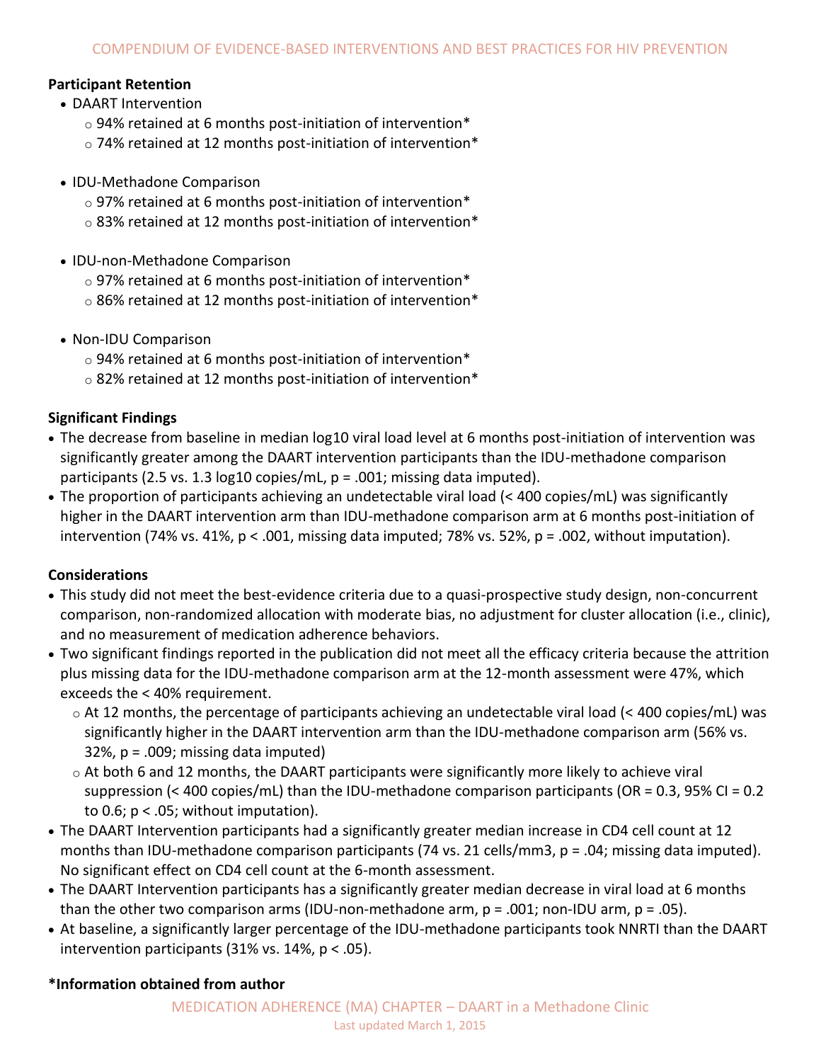**Participant Retention**

- DAART Intervention
  - 94% retained at 6 months post-initiation of intervention*
  - 74% retained at 12 months post-initiation of intervention*
- IDU-Methadone Comparison
  - 97% retained at 6 months post-initiation of intervention*
  - 83% retained at 12 months post-initiation of intervention*
- IDU-non-Methadone Comparison
  - 97% retained at 6 months post-initiation of intervention*
  - 86% retained at 12 months post-initiation of intervention*
- Non-IDU Comparison
  - 94% retained at 6 months post-initiation of intervention*
  - 82% retained at 12 months post-initiation of intervention*

**Significant Findings**

- The decrease from baseline in median log10 viral load level at 6 months post-initiation of intervention was significantly greater among the DAART intervention participants than the IDU-methadone comparison participants (2.5 vs. 1.3 log10 copies/mL, $p = .001$; missing data imputed).
- The proportion of participants achieving an undetectable viral load (< 400 copies/mL) was significantly higher in the DAART intervention arm than IDU-methadone comparison arm at 6 months post-initiation of intervention (74% vs. 41%, $p < .001$, missing data imputed; 78% vs. 52%, $p = .002$, without imputation).

**Considerations**

- This study did not meet the best-evidence criteria due to a quasi-prospective study design, non-concurrent comparison, non-randomized allocation with moderate bias, no adjustment for cluster allocation (i.e., clinic), and no measurement of medication adherence behaviors.
- Two significant findings reported in the publication did not meet all the efficacy criteria because the attrition plus missing data for the IDU-methadone comparison arm at the 12-month assessment were 47%, which exceeds the < 40% requirement.
  - At 12 months, the percentage of participants achieving an undetectable viral load (< 400 copies/mL) was significantly higher in the DAART intervention arm than the IDU-methadone comparison arm (56% vs. 32%, $p = .009$; missing data imputed)
  - At both 6 and 12 months, the DAART participants were significantly more likely to achieve viral suppression (< 400 copies/mL) than the IDU-methadone comparison participants (OR = 0.3, 95% CI = 0.2 to 0.6; $p < .05$; without imputation).
- The DAART Intervention participants had a significantly greater median increase in CD4 cell count at 12 months than IDU-methadone comparison participants (74 vs. 21 cells/mm3, $p = .04$; missing data imputed). No significant effect on CD4 cell count at the 6-month assessment.
- The DAART Intervention participants has a significantly greater median decrease in viral load at 6 months than the other two comparison arms (IDU-non-methadone arm, $p = .001$; non-IDU arm, $p = .05$).
- At baseline, a significantly larger percentage of the IDU-methadone participants took NNRTI than the DAART intervention participants (31% vs. 14%, $p < .05$).

***Information obtained from author**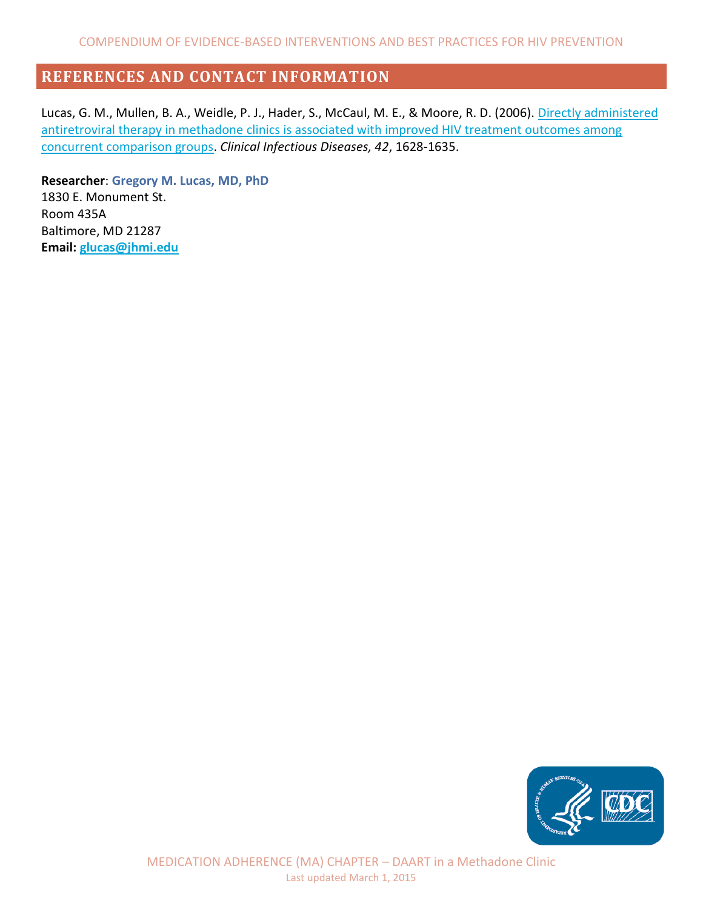## REFERENCES AND CONTACT INFORMATION

Lucas, G. M., Mullen, B. A., Weidle, P. J., Hader, S., McCaul, M. E., & Moore, R. D. (2006). Directly administered antiretroviral therapy in methadone clinics is associated with improved HIV treatment outcomes among concurrent comparison groups. *Clinical Infectious Diseases, 42*, 1628-1635.

**Researcher**: **Gregory M. Lucas, MD, PhD**
1830 E. Monument St.
Room 435A
Baltimore, MD 21287
**Email:** **glucas@jhmi.edu**